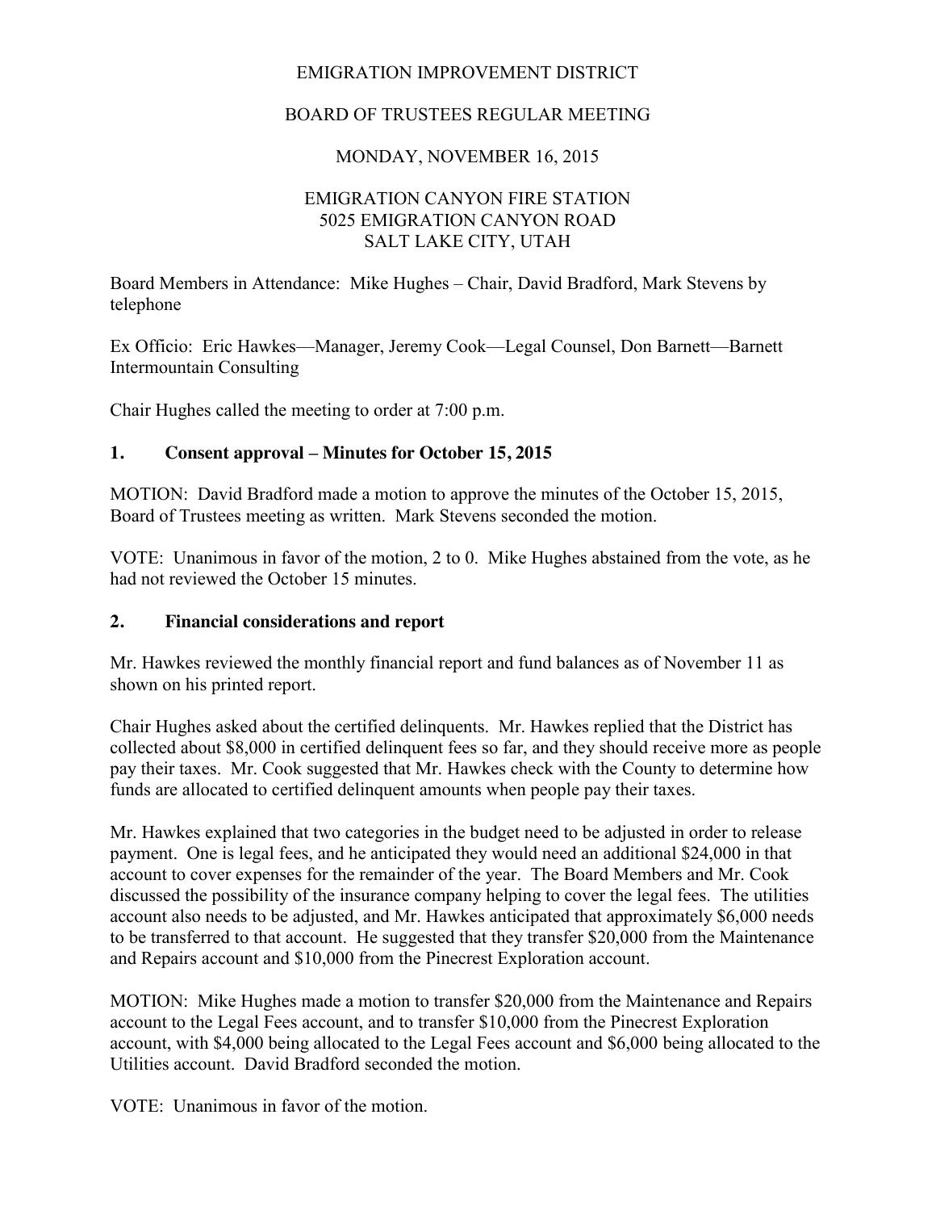EMIGRATION IMPROVEMENT DISTRICT

BOARD OF TRUSTEES REGULAR MEETING

MONDAY, NOVEMBER 16, 2015

EMIGRATION CANYON FIRE STATION
5025 EMIGRATION CANYON ROAD
SALT LAKE CITY, UTAH

Board Members in Attendance: Mike Hughes – Chair, David Bradford, Mark Stevens by telephone

Ex Officio: Eric Hawkes—Manager, Jeremy Cook—Legal Counsel, Don Barnett—Barnett Intermountain Consulting

Chair Hughes called the meeting to order at 7:00 p.m.

## 1. Consent approval – Minutes for October 15, 2015

MOTION: David Bradford made a motion to approve the minutes of the October 15, 2015, Board of Trustees meeting as written. Mark Stevens seconded the motion.

VOTE: Unanimous in favor of the motion, 2 to 0. Mike Hughes abstained from the vote, as he had not reviewed the October 15 minutes.

## 2. Financial considerations and report

Mr. Hawkes reviewed the monthly financial report and fund balances as of November 11 as shown on his printed report.

Chair Hughes asked about the certified delinquents. Mr. Hawkes replied that the District has collected about $8,000 in certified delinquent fees so far, and they should receive more as people pay their taxes. Mr. Cook suggested that Mr. Hawkes check with the County to determine how funds are allocated to certified delinquent amounts when people pay their taxes.

Mr. Hawkes explained that two categories in the budget need to be adjusted in order to release payment. One is legal fees, and he anticipated they would need an additional $24,000 in that account to cover expenses for the remainder of the year. The Board Members and Mr. Cook discussed the possibility of the insurance company helping to cover the legal fees. The utilities account also needs to be adjusted, and Mr. Hawkes anticipated that approximately $6,000 needs to be transferred to that account. He suggested that they transfer $20,000 from the Maintenance and Repairs account and $10,000 from the Pinecrest Exploration account.

MOTION: Mike Hughes made a motion to transfer $20,000 from the Maintenance and Repairs account to the Legal Fees account, and to transfer $10,000 from the Pinecrest Exploration account, with $4,000 being allocated to the Legal Fees account and $6,000 being allocated to the Utilities account. David Bradford seconded the motion.

VOTE: Unanimous in favor of the motion.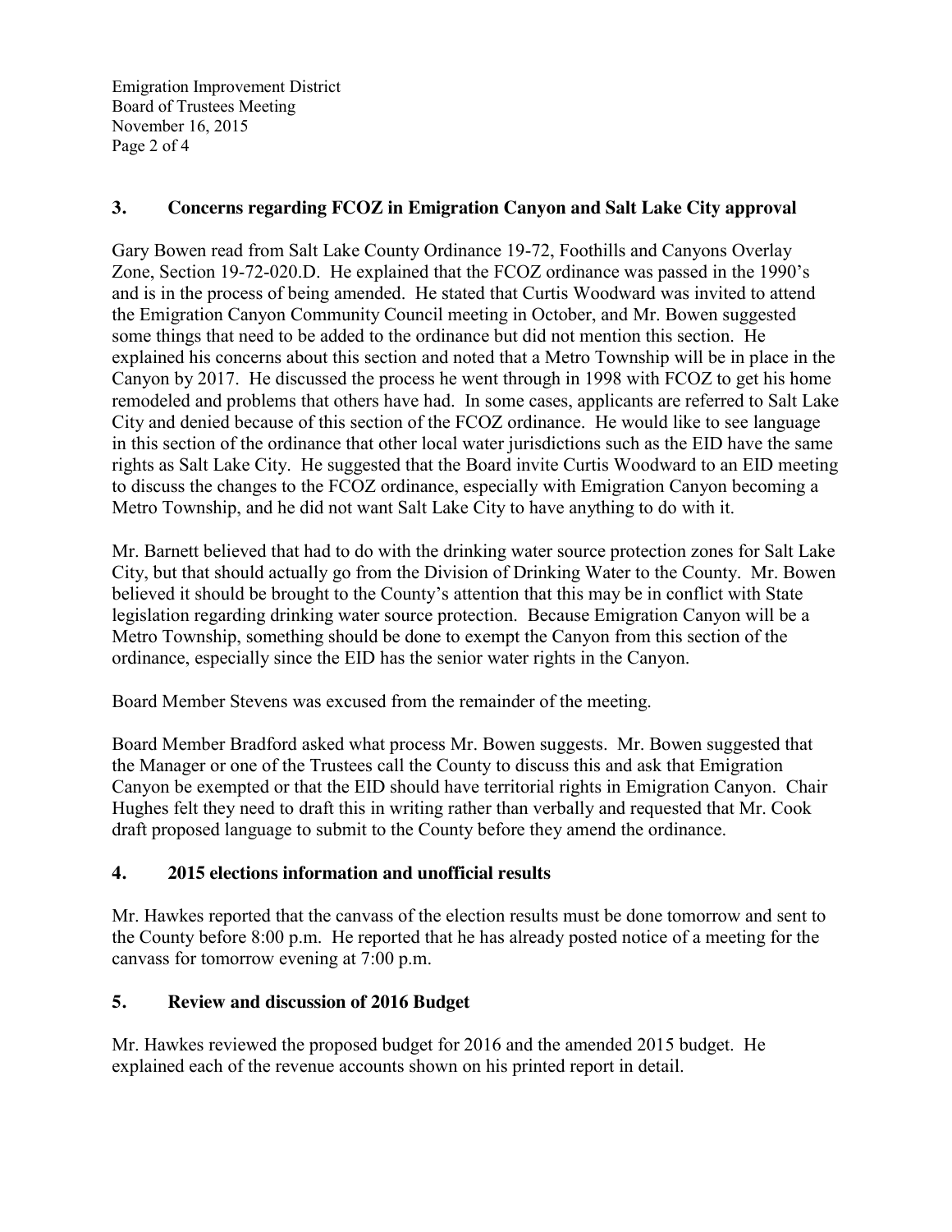## 3. Concerns regarding FCOZ in Emigration Canyon and Salt Lake City approval

Gary Bowen read from Salt Lake County Ordinance 19-72, Foothills and Canyons Overlay Zone, Section 19-72-020.D. He explained that the FCOZ ordinance was passed in the 1990's and is in the process of being amended. He stated that Curtis Woodward was invited to attend the Emigration Canyon Community Council meeting in October, and Mr. Bowen suggested some things that need to be added to the ordinance but did not mention this section. He explained his concerns about this section and noted that a Metro Township will be in place in the Canyon by 2017. He discussed the process he went through in 1998 with FCOZ to get his home remodeled and problems that others have had. In some cases, applicants are referred to Salt Lake City and denied because of this section of the FCOZ ordinance. He would like to see language in this section of the ordinance that other local water jurisdictions such as the EID have the same rights as Salt Lake City. He suggested that the Board invite Curtis Woodward to an EID meeting to discuss the changes to the FCOZ ordinance, especially with Emigration Canyon becoming a Metro Township, and he did not want Salt Lake City to have anything to do with it.

Mr. Barnett believed that had to do with the drinking water source protection zones for Salt Lake City, but that should actually go from the Division of Drinking Water to the County. Mr. Bowen believed it should be brought to the County's attention that this may be in conflict with State legislation regarding drinking water source protection. Because Emigration Canyon will be a Metro Township, something should be done to exempt the Canyon from this section of the ordinance, especially since the EID has the senior water rights in the Canyon.

Board Member Stevens was excused from the remainder of the meeting.

Board Member Bradford asked what process Mr. Bowen suggests. Mr. Bowen suggested that the Manager or one of the Trustees call the County to discuss this and ask that Emigration Canyon be exempted or that the EID should have territorial rights in Emigration Canyon. Chair Hughes felt they need to draft this in writing rather than verbally and requested that Mr. Cook draft proposed language to submit to the County before they amend the ordinance.

## 4. 2015 elections information and unofficial results

Mr. Hawkes reported that the canvass of the election results must be done tomorrow and sent to the County before 8:00 p.m. He reported that he has already posted notice of a meeting for the canvass for tomorrow evening at 7:00 p.m.

## 5. Review and discussion of 2016 Budget

Mr. Hawkes reviewed the proposed budget for 2016 and the amended 2015 budget. He explained each of the revenue accounts shown on his printed report in detail.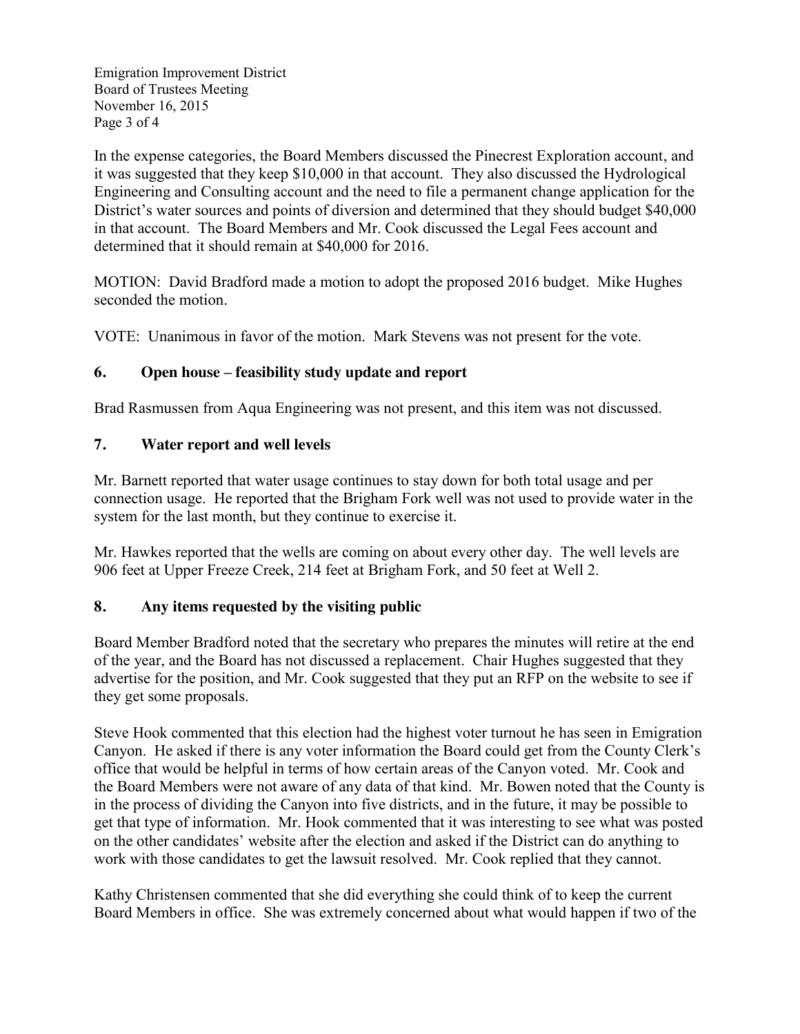In the expense categories, the Board Members discussed the Pinecrest Exploration account, and it was suggested that they keep $10,000 in that account. They also discussed the Hydrological Engineering and Consulting account and the need to file a permanent change application for the District's water sources and points of diversion and determined that they should budget $40,000 in that account. The Board Members and Mr. Cook discussed the Legal Fees account and determined that it should remain at $40,000 for 2016.

MOTION: David Bradford made a motion to adopt the proposed 2016 budget. Mike Hughes seconded the motion.

VOTE: Unanimous in favor of the motion. Mark Stevens was not present for the vote.

## 6. Open house – feasibility study update and report

Brad Rasmussen from Aqua Engineering was not present, and this item was not discussed.

## 7. Water report and well levels

Mr. Barnett reported that water usage continues to stay down for both total usage and per connection usage. He reported that the Brigham Fork well was not used to provide water in the system for the last month, but they continue to exercise it.

Mr. Hawkes reported that the wells are coming on about every other day. The well levels are 906 feet at Upper Freeze Creek, 214 feet at Brigham Fork, and 50 feet at Well 2.

## 8. Any items requested by the visiting public

Board Member Bradford noted that the secretary who prepares the minutes will retire at the end of the year, and the Board has not discussed a replacement. Chair Hughes suggested that they advertise for the position, and Mr. Cook suggested that they put an RFP on the website to see if they get some proposals.

Steve Hook commented that this election had the highest voter turnout he has seen in Emigration Canyon. He asked if there is any voter information the Board could get from the County Clerk's office that would be helpful in terms of how certain areas of the Canyon voted. Mr. Cook and the Board Members were not aware of any data of that kind. Mr. Bowen noted that the County is in the process of dividing the Canyon into five districts, and in the future, it may be possible to get that type of information. Mr. Hook commented that it was interesting to see what was posted on the other candidates' website after the election and asked if the District can do anything to work with those candidates to get the lawsuit resolved. Mr. Cook replied that they cannot.

Kathy Christensen commented that she did everything she could think of to keep the current Board Members in office. She was extremely concerned about what would happen if two of the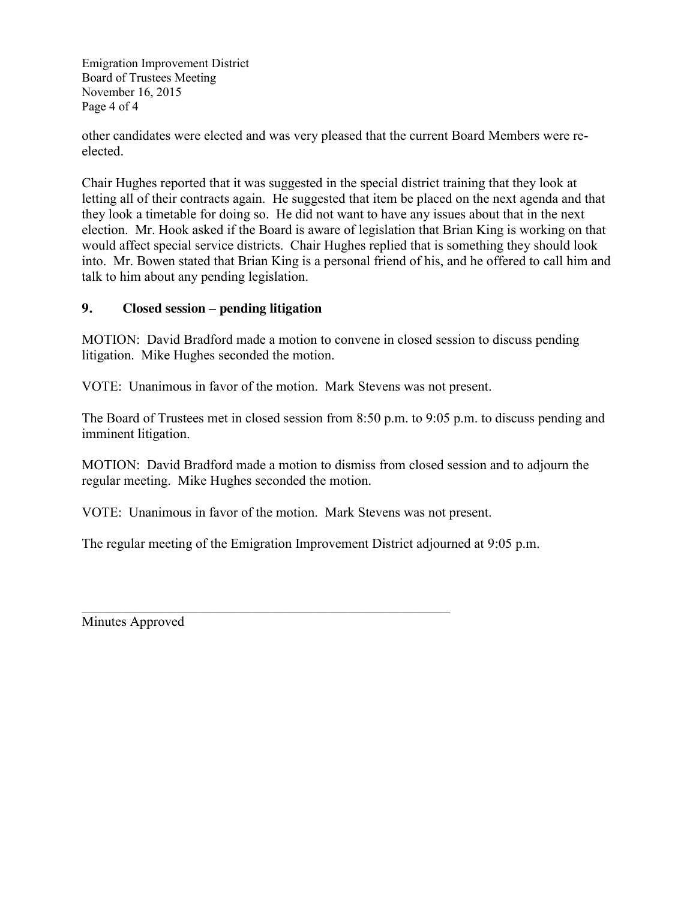other candidates were elected and was very pleased that the current Board Members were re-elected.

Chair Hughes reported that it was suggested in the special district training that they look at letting all of their contracts again. He suggested that item be placed on the next agenda and that they look a timetable for doing so. He did not want to have any issues about that in the next election. Mr. Hook asked if the Board is aware of legislation that Brian King is working on that would affect special service districts. Chair Hughes replied that is something they should look into. Mr. Bowen stated that Brian King is a personal friend of his, and he offered to call him and talk to him about any pending legislation.

## 9. Closed session – pending litigation

MOTION: David Bradford made a motion to convene in closed session to discuss pending litigation. Mike Hughes seconded the motion.

VOTE: Unanimous in favor of the motion. Mark Stevens was not present.

The Board of Trustees met in closed session from 8:50 p.m. to 9:05 p.m. to discuss pending and imminent litigation.

MOTION: David Bradford made a motion to dismiss from closed session and to adjourn the regular meeting. Mike Hughes seconded the motion.

VOTE: Unanimous in favor of the motion. Mark Stevens was not present.

The regular meeting of the Emigration Improvement District adjourned at 9:05 p.m.

\_\_\_\_\_\_\_\_\_\_\_\_\_\_\_\_\_\_\_\_\_\_\_\_\_\_\_\_\_\_\_\_\_\_\_\_\_\_\_\_\_\_\_\_\_\_\_\_\_\_\_\_\_\_

Minutes Approved